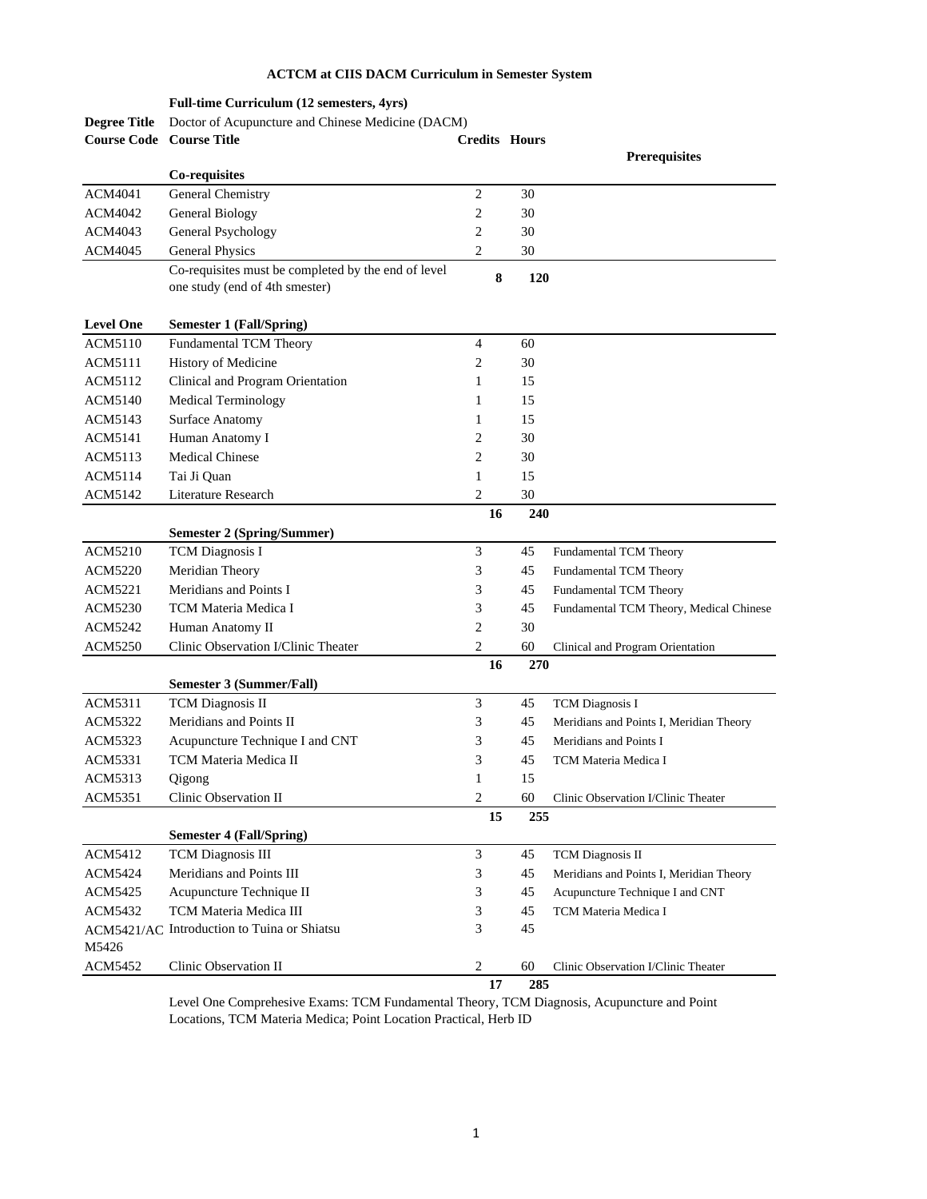# ACTCM at CIIS DACM Curriculum in Semester System

**Full-time Curriculum (12 semesters, 4yrs)**

**Degree Title** Doctor of Acupuncture and Chinese Medicine (DACM)

| Course Code | Course Title | Credits | Hours | Prerequisites |
|---|---|---|---|---|
| | **Co-requisites** | | | |
| ACM4041 | General Chemistry | 2 | 30 | |
| ACM4042 | General Biology | 2 | 30 | |
| ACM4043 | General Psychology | 2 | 30 | |
| ACM4045 | General Physics | 2 | 30 | |
| | Co-requisites must be completed by the end of level one study (end of 4th smester) | **8** | **120** | |
| **Level One** | **Semester 1 (Fall/Spring)** | | | |
| ACM5110 | Fundamental TCM Theory | 4 | 60 | |
| ACM5111 | History of Medicine | 2 | 30 | |
| ACM5112 | Clinical and Program Orientation | 1 | 15 | |
| ACM5140 | Medical Terminology | 1 | 15 | |
| ACM5143 | Surface Anatomy | 1 | 15 | |
| ACM5141 | Human Anatomy I | 2 | 30 | |
| ACM5113 | Medical Chinese | 2 | 30 | |
| ACM5114 | Tai Ji Quan | 1 | 15 | |
| ACM5142 | Literature Research | 2 | 30 | |
| | | **16** | **240** | |
| | **Semester 2 (Spring/Summer)** | | | |
| ACM5210 | TCM Diagnosis I | 3 | 45 | Fundamental TCM Theory |
| ACM5220 | Meridian Theory | 3 | 45 | Fundamental TCM Theory |
| ACM5221 | Meridians and Points I | 3 | 45 | Fundamental TCM Theory |
| ACM5230 | TCM Materia Medica I | 3 | 45 | Fundamental TCM Theory, Medical Chinese |
| ACM5242 | Human Anatomy II | 2 | 30 | |
| ACM5250 | Clinic Observation I/Clinic Theater | 2 | 60 | Clinical and Program Orientation |
| | | **16** | **270** | |
| | **Semester 3 (Summer/Fall)** | | | |
| ACM5311 | TCM Diagnosis II | 3 | 45 | TCM Diagnosis I |
| ACM5322 | Meridians and Points II | 3 | 45 | Meridians and Points I, Meridian Theory |
| ACM5323 | Acupuncture Technique I and CNT | 3 | 45 | Meridians and Points I |
| ACM5331 | TCM Materia Medica II | 3 | 45 | TCM Materia Medica I |
| ACM5313 | Qigong | 1 | 15 | |
| ACM5351 | Clinic Observation II | 2 | 60 | Clinic Observation I/Clinic Theater |
| | | **15** | **255** | |
| | **Semester 4 (Fall/Spring)** | | | |
| ACM5412 | TCM Diagnosis III | 3 | 45 | TCM Diagnosis II |
| ACM5424 | Meridians and Points III | 3 | 45 | Meridians and Points I, Meridian Theory |
| ACM5425 | Acupuncture Technique II | 3 | 45 | Acupuncture Technique I and CNT |
| ACM5432 | TCM Materia Medica III | 3 | 45 | TCM Materia Medica I |
| ACM5421/ACM5426 | Introduction to Tuina or Shiatsu | 3 | 45 | |
| ACM5452 | Clinic Observation II | 2 | 60 | Clinic Observation I/Clinic Theater |
| | | **17** | **285** | |

Level One Comprehesive Exams: TCM Fundamental Theory, TCM Diagnosis, Acupuncture and Point Locations, TCM Materia Medica; Point Location Practical, Herb ID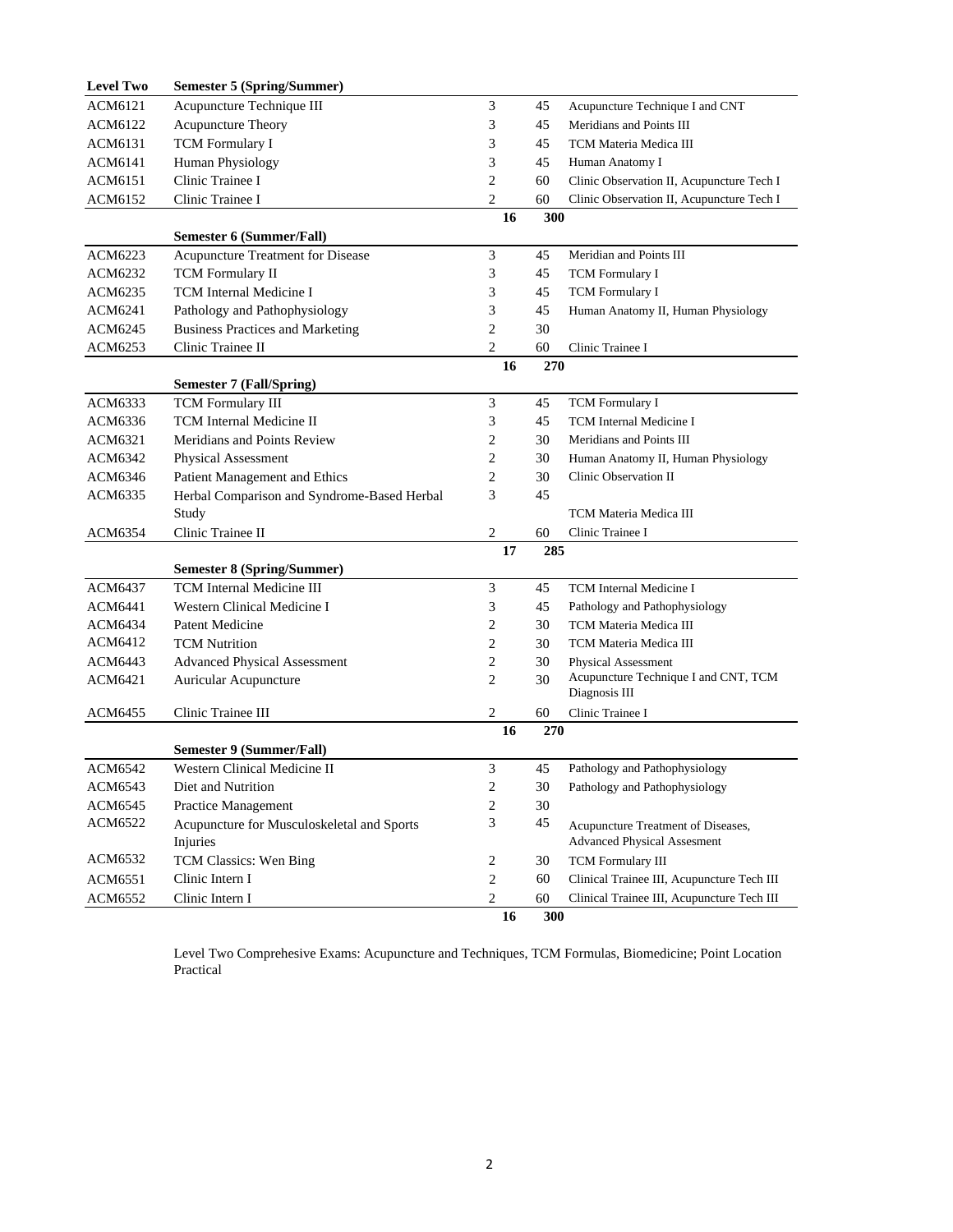| Level Two | Semester 5 (Spring/Summer) | | | |
|---|---|---|---|---|
| ACM6121 | Acupuncture Technique III | 3 | 45 | Acupuncture Technique I and CNT |
| ACM6122 | Acupuncture Theory | 3 | 45 | Meridians and Points III |
| ACM6131 | TCM Formulary I | 3 | 45 | TCM Materia Medica III |
| ACM6141 | Human Physiology | 3 | 45 | Human Anatomy I |
| ACM6151 | Clinic Trainee I | 2 | 60 | Clinic Observation II, Acupuncture Tech I |
| ACM6152 | Clinic Trainee I | 2 | 60 | Clinic Observation II, Acupuncture Tech I |
| | | **16** | **300** | |
| | **Semester 6 (Summer/Fall)** | | | |
| ACM6223 | Acupuncture Treatment for Disease | 3 | 45 | Meridian and Points III |
| ACM6232 | TCM Formulary II | 3 | 45 | TCM Formulary I |
| ACM6235 | TCM Internal Medicine I | 3 | 45 | TCM Formulary I |
| ACM6241 | Pathology and Pathophysiology | 3 | 45 | Human Anatomy II, Human Physiology |
| ACM6245 | Business Practices and Marketing | 2 | 30 | |
| ACM6253 | Clinic Trainee II | 2 | 60 | Clinic Trainee I |
| | | **16** | **270** | |
| | **Semester 7 (Fall/Spring)** | | | |
| ACM6333 | TCM Formulary III | 3 | 45 | TCM Formulary I |
| ACM6336 | TCM Internal Medicine II | 3 | 45 | TCM Internal Medicine I |
| ACM6321 | Meridians and Points Review | 2 | 30 | Meridians and Points III |
| ACM6342 | Physical Assessment | 2 | 30 | Human Anatomy II, Human Physiology |
| ACM6346 | Patient Management and Ethics | 2 | 30 | Clinic Observation II |
| ACM6335 | Herbal Comparison and Syndrome-Based Herbal Study | 3 | 45 | TCM Materia Medica III |
| ACM6354 | Clinic Trainee II | 2 | 60 | Clinic Trainee I |
| | | **17** | **285** | |
| | **Semester 8 (Spring/Summer)** | | | |
| ACM6437 | TCM Internal Medicine III | 3 | 45 | TCM Internal Medicine I |
| ACM6441 | Western Clinical Medicine I | 3 | 45 | Pathology and Pathophysiology |
| ACM6434 | Patent Medicine | 2 | 30 | TCM Materia Medica III |
| ACM6412 | TCM Nutrition | 2 | 30 | TCM Materia Medica III |
| ACM6443 | Advanced Physical Assessment | 2 | 30 | Physical Assessment |
| ACM6421 | Auricular Acupuncture | 2 | 30 | Acupuncture Technique I and CNT, TCM Diagnosis III |
| ACM6455 | Clinic Trainee III | 2 | 60 | Clinic Trainee I |
| | | **16** | **270** | |
| | **Semester 9 (Summer/Fall)** | | | |
| ACM6542 | Western Clinical Medicine II | 3 | 45 | Pathology and Pathophysiology |
| ACM6543 | Diet and Nutrition | 2 | 30 | Pathology and Pathophysiology |
| ACM6545 | Practice Management | 2 | 30 | |
| ACM6522 | Acupuncture for Musculoskeletal and Sports Injuries | 3 | 45 | Acupuncture Treatment of Diseases, Advanced Physical Assesment |
| ACM6532 | TCM Classics: Wen Bing | 2 | 30 | TCM Formulary III |
| ACM6551 | Clinic Intern I | 2 | 60 | Clinical Trainee III, Acupuncture Tech III |
| ACM6552 | Clinic Intern I | 2 | 60 | Clinical Trainee III, Acupuncture Tech III |
| | | **16** | **300** | |

Level Two Comprehesive Exams: Acupuncture and Techniques, TCM Formulas, Biomedicine; Point Location Practical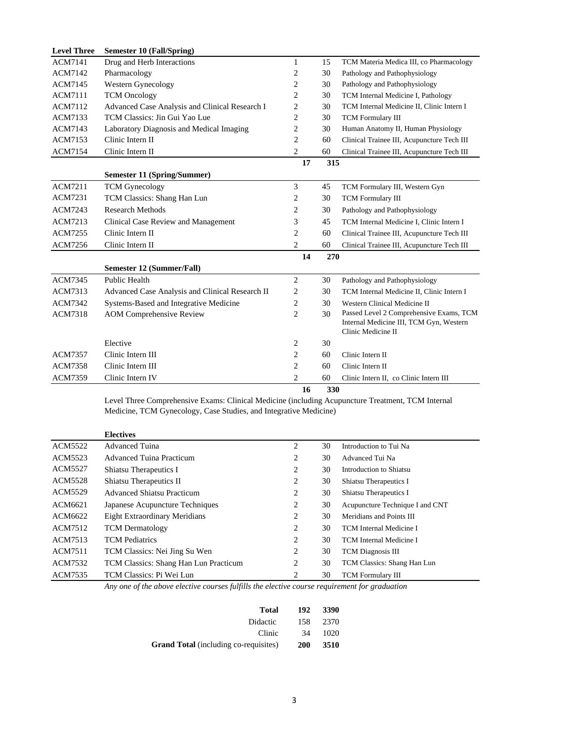| Level Three | Semester 10 (Fall/Spring) | | | |
|---|---|---|---|---|
| ACM7141 | Drug and Herb Interactions | 1 | 15 | TCM Materia Medica III, co Pharmacology |
| ACM7142 | Pharmacology | 2 | 30 | Pathology and Pathophysiology |
| ACM7145 | Western Gynecology | 2 | 30 | Pathology and Pathophysiology |
| ACM7111 | TCM Oncology | 2 | 30 | TCM Internal Medicine I, Pathology |
| ACM7112 | Advanced Case Analysis and Clinical Research I | 2 | 30 | TCM Internal Medicine II, Clinic Intern I |
| ACM7133 | TCM Classics: Jin Gui Yao Lue | 2 | 30 | TCM Formulary III |
| ACM7143 | Laboratory Diagnosis and Medical Imaging | 2 | 30 | Human Anatomy II, Human Physiology |
| ACM7153 | Clinic Intern II | 2 | 60 | Clinical Trainee III, Acupuncture Tech III |
| ACM7154 | Clinic Intern II | 2 | 60 | Clinical Trainee III, Acupuncture Tech III |
| | | **17** | **315** | |
| | **Semester 11 (Spring/Summer)** | | | |
| ACM7211 | TCM Gynecology | 3 | 45 | TCM Formulary III, Western Gyn |
| ACM7231 | TCM Classics: Shang Han Lun | 2 | 30 | TCM Formulary III |
| ACM7243 | Research Methods | 2 | 30 | Pathology and Pathophysiology |
| ACM7213 | Clinical Case Review and Management | 3 | 45 | TCM Internal Medicine I, Clinic Intern I |
| ACM7255 | Clinic Intern II | 2 | 60 | Clinical Trainee III, Acupuncture Tech III |
| ACM7256 | Clinic Intern II | 2 | 60 | Clinical Trainee III, Acupuncture Tech III |
| | | **14** | **270** | |
| | **Semester 12 (Summer/Fall)** | | | |
| ACM7345 | Public Health | 2 | 30 | Pathology and Pathophysiology |
| ACM7313 | Advanced Case Analysis and Clinical Research II | 2 | 30 | TCM Internal Medicine II, Clinic Intern I |
| ACM7342 | Systems-Based and Integrative Medicine | 2 | 30 | Western Clinical Medicine II |
| ACM7318 | AOM Comprehensive Review | 2 | 30 | Passed Level 2 Comprehensive Exams, TCM Internal Medicine III, TCM Gyn, Western Clinic Medicine II |
| | Elective | 2 | 30 | |
| ACM7357 | Clinic Intern III | 2 | 60 | Clinic Intern II |
| ACM7358 | Clinic Intern III | 2 | 60 | Clinic Intern II |
| ACM7359 | Clinic Intern IV | 2 | 60 | Clinic Intern II, co Clinic Intern III |
| | | **16** | **330** | |

Level Three Comprehensive Exams: Clinical Medicine (including Acupuncture Treatment, TCM Internal Medicine, TCM Gynecology, Case Studies, and Integrative Medicine)

| | Electives | | | |
|---|---|---|---|---|
| ACM5522 | Advanced Tuina | 2 | 30 | Introduction to Tui Na |
| ACM5523 | Advanced Tuina Practicum | 2 | 30 | Advanced Tui Na |
| ACM5527 | Shiatsu Therapeutics I | 2 | 30 | Introduction to Shiatsu |
| ACM5528 | Shiatsu Therapeutics II | 2 | 30 | Shiatsu Therapeutics I |
| ACM5529 | Advanced Shiatsu Practicum | 2 | 30 | Shiatsu Therapeutics I |
| ACM6621 | Japanese Acupuncture Techniques | 2 | 30 | Acupuncture Technique I and CNT |
| ACM6622 | Eight Extraordinary Meridians | 2 | 30 | Meridians and Points III |
| ACM7512 | TCM Dermatology | 2 | 30 | TCM Internal Medicine I |
| ACM7513 | TCM Pediatrics | 2 | 30 | TCM Internal Medicine I |
| ACM7511 | TCM Classics: Nei Jing Su Wen | 2 | 30 | TCM Diagnosis III |
| ACM7532 | TCM Classics: Shang Han Lun Practicum | 2 | 30 | TCM Classics: Shang Han Lun |
| ACM7535 | TCM Classics: Pi Wei Lun | 2 | 30 | TCM Formulary III |

*Any one of the above elective courses fulfills the elective course requirement for graduation*

| | | |
|---|---|---|
| **Total** | **192** | **3390** |
| Didactic | 158 | 2370 |
| Clinic | 34 | 1020 |
| **Grand Total** (including co-requisites) | **200** | **3510** |